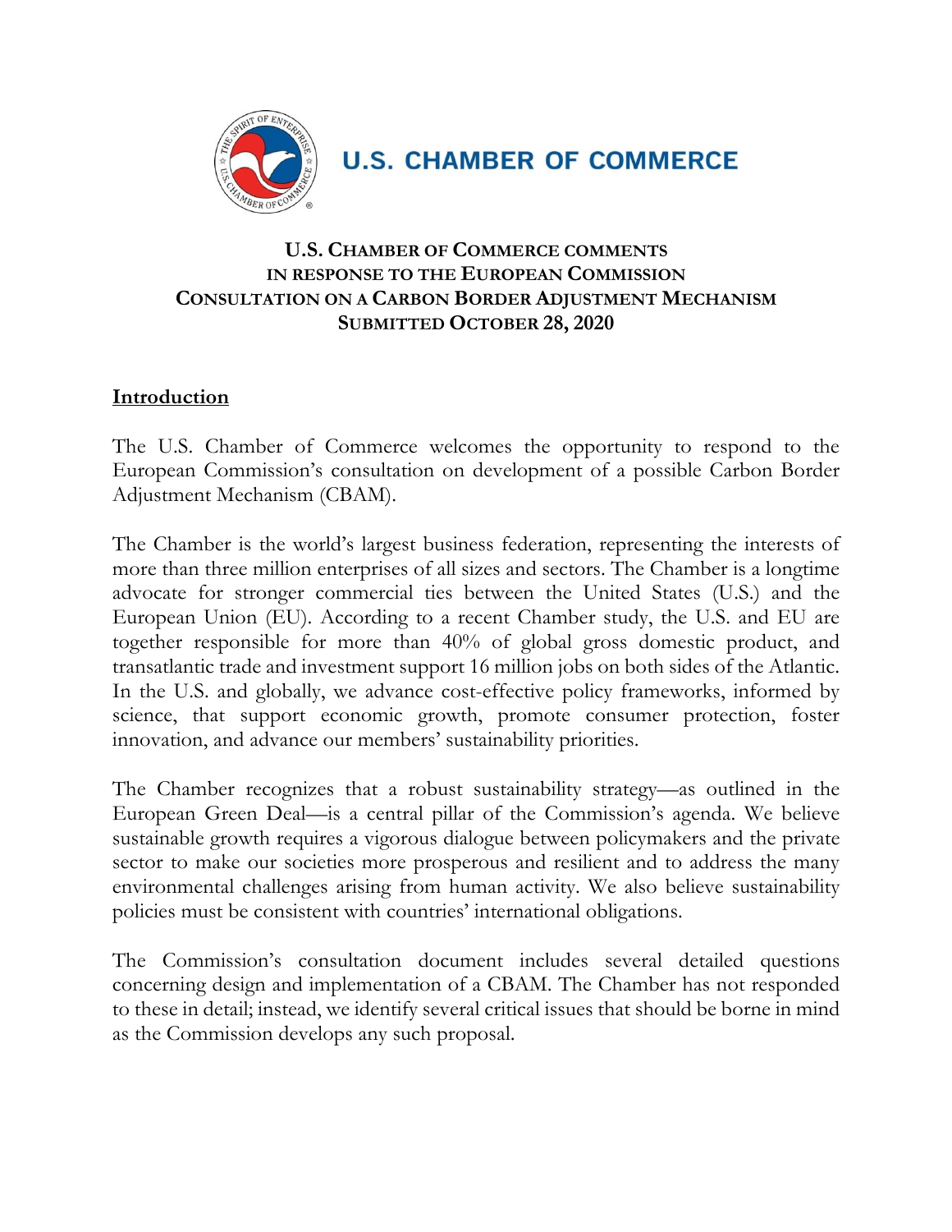# U.S. CHAMBER OF COMMERCE

**U.S. CHAMBER OF COMMERCE COMMENTS IN RESPONSE TO THE EUROPEAN COMMISSION CONSULTATION ON A CARBON BORDER ADJUSTMENT MECHANISM SUBMITTED OCTOBER 28, 2020**

## Introduction

The U.S. Chamber of Commerce welcomes the opportunity to respond to the European Commission's consultation on development of a possible Carbon Border Adjustment Mechanism (CBAM).

The Chamber is the world's largest business federation, representing the interests of more than three million enterprises of all sizes and sectors. The Chamber is a longtime advocate for stronger commercial ties between the United States (U.S.) and the European Union (EU). According to a recent Chamber study, the U.S. and EU are together responsible for more than 40% of global gross domestic product, and transatlantic trade and investment support 16 million jobs on both sides of the Atlantic. In the U.S. and globally, we advance cost-effective policy frameworks, informed by science, that support economic growth, promote consumer protection, foster innovation, and advance our members' sustainability priorities.

The Chamber recognizes that a robust sustainability strategy—as outlined in the European Green Deal—is a central pillar of the Commission's agenda. We believe sustainable growth requires a vigorous dialogue between policymakers and the private sector to make our societies more prosperous and resilient and to address the many environmental challenges arising from human activity. We also believe sustainability policies must be consistent with countries' international obligations.

The Commission's consultation document includes several detailed questions concerning design and implementation of a CBAM. The Chamber has not responded to these in detail; instead, we identify several critical issues that should be borne in mind as the Commission develops any such proposal.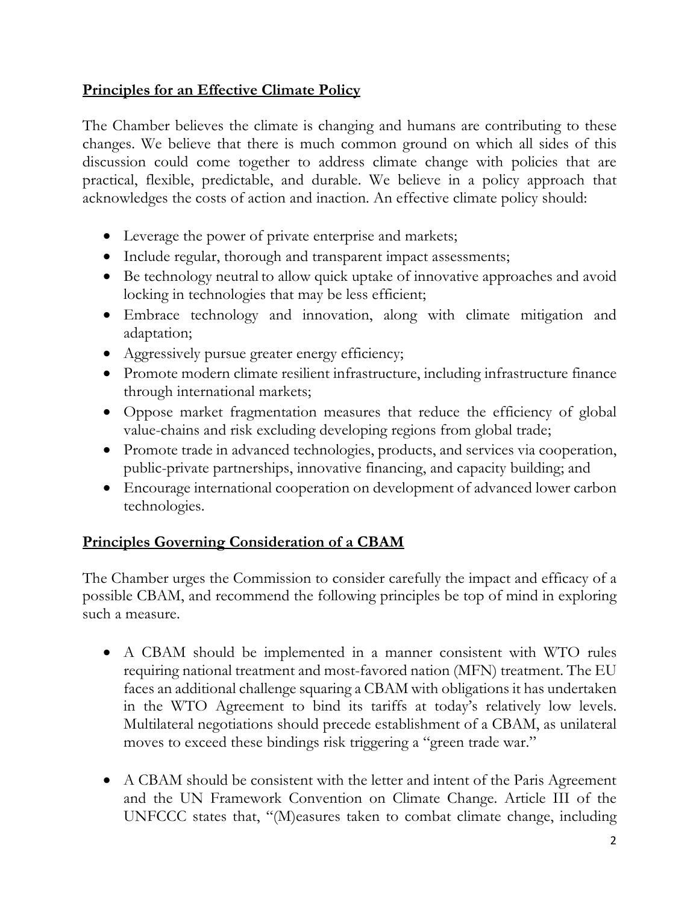## **Principles for an Effective Climate Policy**

The Chamber believes the climate is changing and humans are contributing to these changes. We believe that there is much common ground on which all sides of this discussion could come together to address climate change with policies that are practical, flexible, predictable, and durable. We believe in a policy approach that acknowledges the costs of action and inaction. An effective climate policy should:

- Leverage the power of private enterprise and markets;
- Include regular, thorough and transparent impact assessments;
- Be technology neutral to allow quick uptake of innovative approaches and avoid locking in technologies that may be less efficient;
- Embrace technology and innovation, along with climate mitigation and adaptation;
- Aggressively pursue greater energy efficiency;
- Promote modern climate resilient infrastructure, including infrastructure finance through international markets;
- Oppose market fragmentation measures that reduce the efficiency of global value-chains and risk excluding developing regions from global trade;
- Promote trade in advanced technologies, products, and services via cooperation, public-private partnerships, innovative financing, and capacity building; and
- Encourage international cooperation on development of advanced lower carbon technologies.

## **Principles Governing Consideration of a CBAM**

The Chamber urges the Commission to consider carefully the impact and efficacy of a possible CBAM, and recommend the following principles be top of mind in exploring such a measure.

- A CBAM should be implemented in a manner consistent with WTO rules requiring national treatment and most-favored nation (MFN) treatment. The EU faces an additional challenge squaring a CBAM with obligations it has undertaken in the WTO Agreement to bind its tariffs at today's relatively low levels. Multilateral negotiations should precede establishment of a CBAM, as unilateral moves to exceed these bindings risk triggering a "green trade war."

- A CBAM should be consistent with the letter and intent of the Paris Agreement and the UN Framework Convention on Climate Change. Article III of the UNFCCC states that, "(M)easures taken to combat climate change, including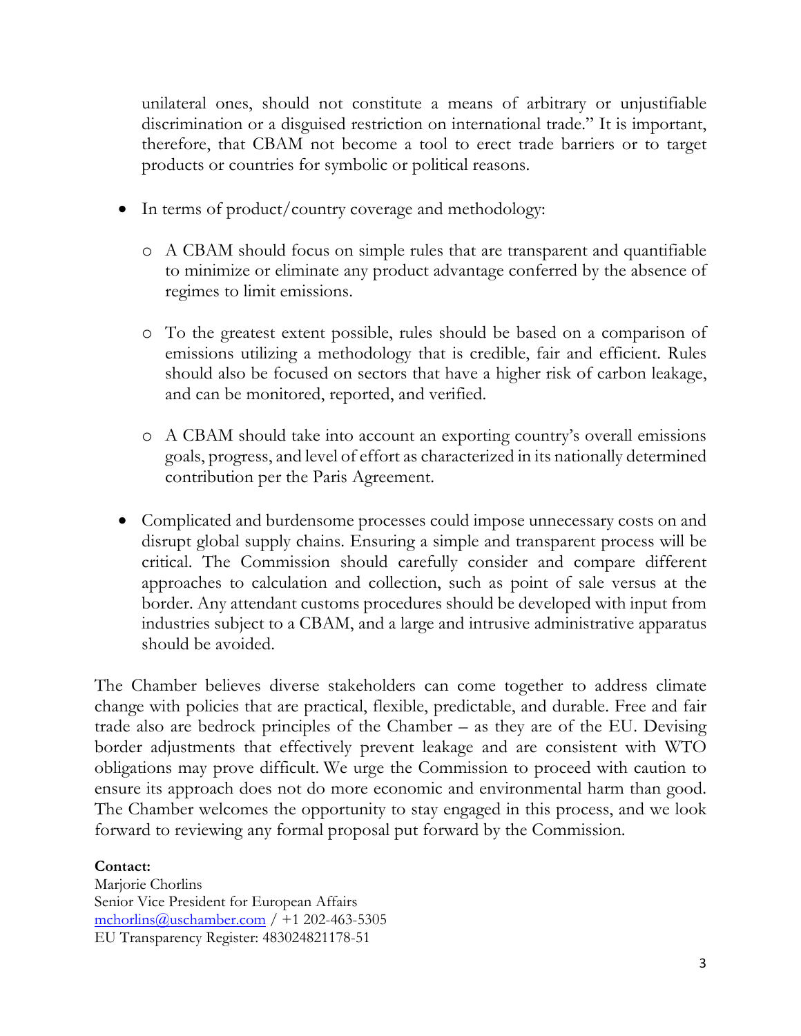unilateral ones, should not constitute a means of arbitrary or unjustifiable discrimination or a disguised restriction on international trade." It is important, therefore, that CBAM not become a tool to erect trade barriers or to target products or countries for symbolic or political reasons.

- In terms of product/country coverage and methodology:
  - A CBAM should focus on simple rules that are transparent and quantifiable to minimize or eliminate any product advantage conferred by the absence of regimes to limit emissions.
  - To the greatest extent possible, rules should be based on a comparison of emissions utilizing a methodology that is credible, fair and efficient. Rules should also be focused on sectors that have a higher risk of carbon leakage, and can be monitored, reported, and verified.
  - A CBAM should take into account an exporting country's overall emissions goals, progress, and level of effort as characterized in its nationally determined contribution per the Paris Agreement.
- Complicated and burdensome processes could impose unnecessary costs on and disrupt global supply chains. Ensuring a simple and transparent process will be critical. The Commission should carefully consider and compare different approaches to calculation and collection, such as point of sale versus at the border. Any attendant customs procedures should be developed with input from industries subject to a CBAM, and a large and intrusive administrative apparatus should be avoided.

The Chamber believes diverse stakeholders can come together to address climate change with policies that are practical, flexible, predictable, and durable. Free and fair trade also are bedrock principles of the Chamber – as they are of the EU. Devising border adjustments that effectively prevent leakage and are consistent with WTO obligations may prove difficult. We urge the Commission to proceed with caution to ensure its approach does not do more economic and environmental harm than good. The Chamber welcomes the opportunity to stay engaged in this process, and we look forward to reviewing any formal proposal put forward by the Commission.

**Contact:**
Marjorie Chorlins
Senior Vice President for European Affairs
mchorlins@uschamber.com / +1 202-463-5305
EU Transparency Register: 483024821178-51